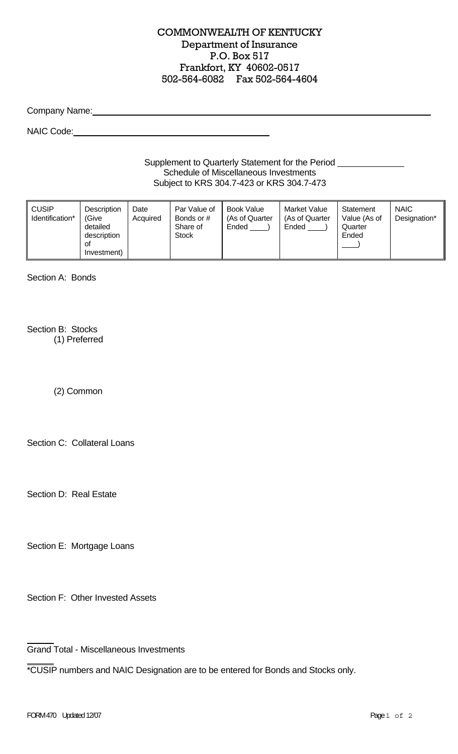# COMMONWEALTH OF KENTUCKY
## Department of Insurance
P.O. Box 517
Frankfort, KY 40602-0517
502-564-6082 Fax 502-564-4604

Company Name: ______________________________________________

NAIC Code: ______________________________

Supplement to Quarterly Statement for the Period ____________
Schedule of Miscellaneous Investments
Subject to KRS 304.7-423 or KRS 304.7-473

| CUSIP Identification* | Description (Give detailed description of Investment) | Date Acquired | Par Value of Bonds or # Share of Stock | Book Value (As of Quarter Ended ____) | Market Value (As of Quarter Ended ____) | Statement Value (As of Quarter Ended ____) | NAIC Designation* |
|---|---|---|---|---|---|---|---|

Section A: Bonds

Section B: Stocks

(1) Preferred

(2) Common

Section C: Collateral Loans

Section D: Real Estate

Section E: Mortgage Loans

Section F: Other Invested Assets

Grand Total - Miscellaneous Investments

*CUSIP numbers and NAIC Designation are to be entered for Bonds and Stocks only.

FORM 470 Updated 12/07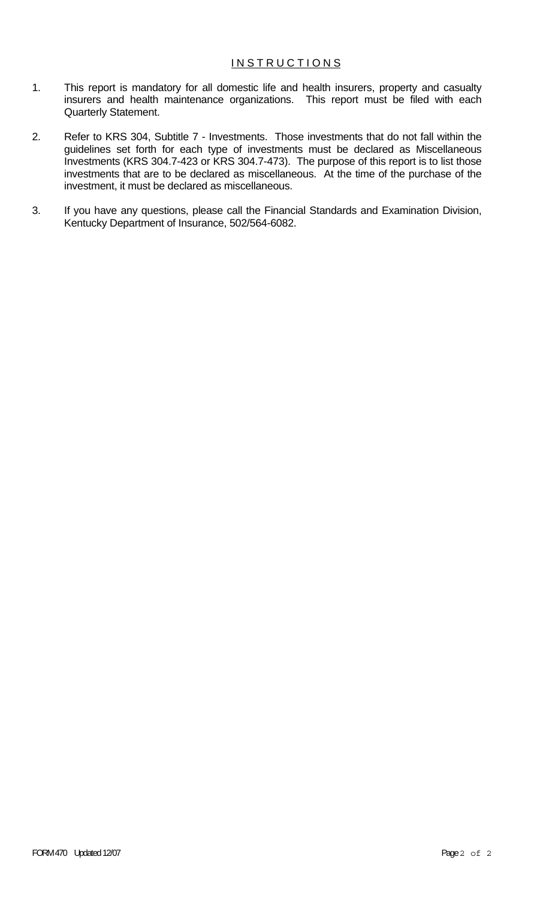# INSTRUCTIONS

1. This report is mandatory for all domestic life and health insurers, property and casualty insurers and health maintenance organizations. This report must be filed with each Quarterly Statement.

2. Refer to KRS 304, Subtitle 7 - Investments. Those investments that do not fall within the guidelines set forth for each type of investments must be declared as Miscellaneous Investments (KRS 304.7-423 or KRS 304.7-473). The purpose of this report is to list those investments that are to be declared as miscellaneous. At the time of the purchase of the investment, it must be declared as miscellaneous.

3. If you have any questions, please call the Financial Standards and Examination Division, Kentucky Department of Insurance, 502/564-6082.

FORM 470 Updated 12/07